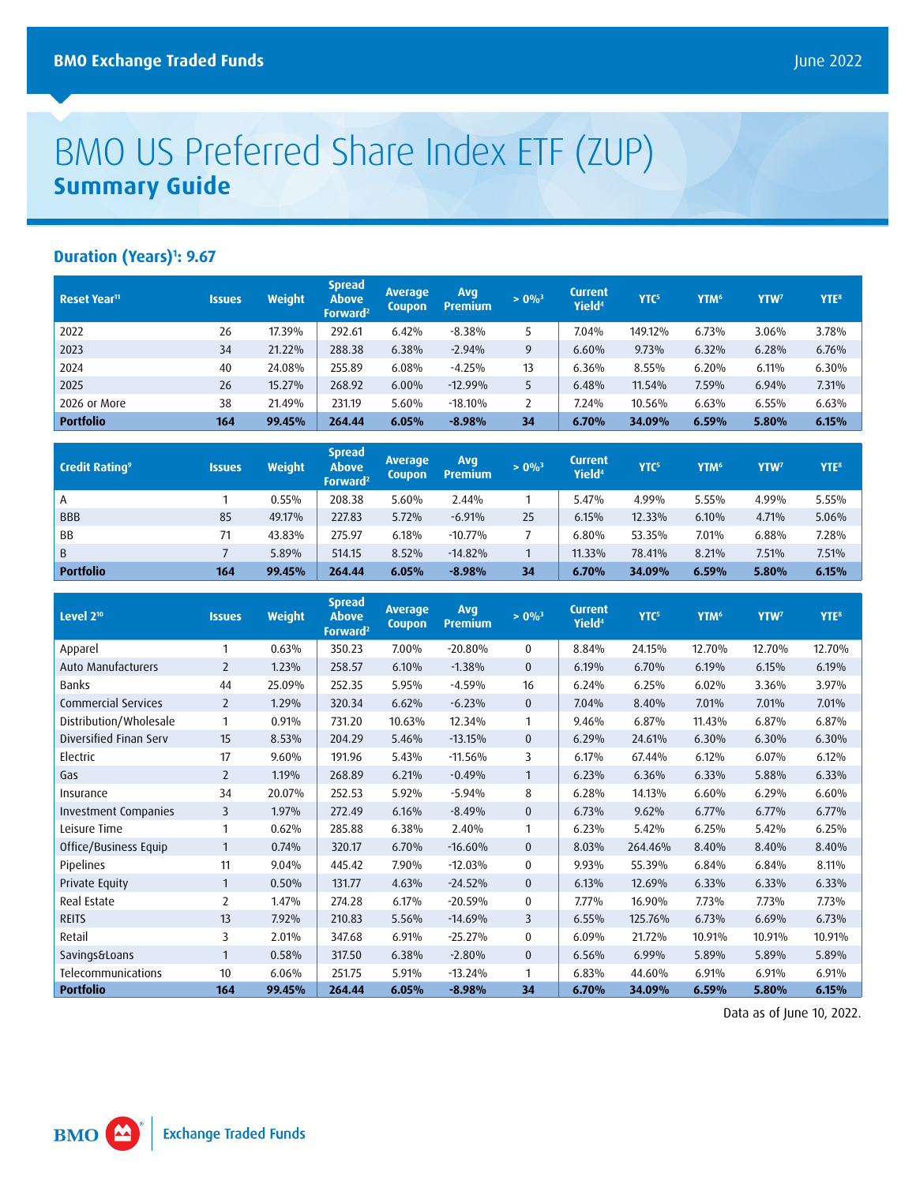# BMO US Preferred Share Index ETF (ZUP)

## Summary Guide

### Duration (Years)[1]: 9.67

| Reset Year[11] | Issues | Weight | Spread Above Forward[2] | Average Coupon | Avg Premium | > 0%[3] | Current Yield[4] | YTC[5] | YTM[6] | YTW[7] | YTE[8] |
|---|---|---|---|---|---|---|---|---|---|---|---|
| 2022 | 26 | 17.39% | 292.61 | 6.42% | -8.38% | 5 | 7.04% | 149.12% | 6.73% | 3.06% | 3.78% |
| 2023 | 34 | 21.22% | 288.38 | 6.38% | -2.94% | 9 | 6.60% | 9.73% | 6.32% | 6.28% | 6.76% |
| 2024 | 40 | 24.08% | 255.89 | 6.08% | -4.25% | 13 | 6.36% | 8.55% | 6.20% | 6.11% | 6.30% |
| 2025 | 26 | 15.27% | 268.92 | 6.00% | -12.99% | 5 | 6.48% | 11.54% | 7.59% | 6.94% | 7.31% |
| 2026 or More | 38 | 21.49% | 231.19 | 5.60% | -18.10% | 2 | 7.24% | 10.56% | 6.63% | 6.55% | 6.63% |
| **Portfolio** | **164** | **99.45%** | **264.44** | **6.05%** | **-8.98%** | **34** | **6.70%** | **34.09%** | **6.59%** | **5.80%** | **6.15%** |

| Credit Rating[9] | Issues | Weight | Spread Above Forward[2] | Average Coupon | Avg Premium | > 0%[3] | Current Yield[4] | YTC[5] | YTM[6] | YTW[7] | YTE[8] |
|---|---|---|---|---|---|---|---|---|---|---|---|
| A | 1 | 0.55% | 208.38 | 5.60% | 2.44% | 1 | 5.47% | 4.99% | 5.55% | 4.99% | 5.55% |
| BBB | 85 | 49.17% | 227.83 | 5.72% | -6.91% | 25 | 6.15% | 12.33% | 6.10% | 4.71% | 5.06% |
| BB | 71 | 43.83% | 275.97 | 6.18% | -10.77% | 7 | 6.80% | 53.35% | 7.01% | 6.88% | 7.28% |
| B | 7 | 5.89% | 514.15 | 8.52% | -14.82% | 1 | 11.33% | 78.41% | 8.21% | 7.51% | 7.51% |
| **Portfolio** | **164** | **99.45%** | **264.44** | **6.05%** | **-8.98%** | **34** | **6.70%** | **34.09%** | **6.59%** | **5.80%** | **6.15%** |

| Level 2[10] | Issues | Weight | Spread Above Forward[2] | Average Coupon | Avg Premium | > 0%[3] | Current Yield[4] | YTC[5] | YTM[6] | YTW[7] | YTE[8] |
|---|---|---|---|---|---|---|---|---|---|---|---|
| Apparel | 1 | 0.63% | 350.23 | 7.00% | -20.80% | 0 | 8.84% | 24.15% | 12.70% | 12.70% | 12.70% |
| Auto Manufacturers | 2 | 1.23% | 258.57 | 6.10% | -1.38% | 0 | 6.19% | 6.70% | 6.19% | 6.15% | 6.19% |
| Banks | 44 | 25.09% | 252.35 | 5.95% | -4.59% | 16 | 6.24% | 6.25% | 6.02% | 3.36% | 3.97% |
| Commercial Services | 2 | 1.29% | 320.34 | 6.62% | -6.23% | 0 | 7.04% | 8.40% | 7.01% | 7.01% | 7.01% |
| Distribution/Wholesale | 1 | 0.91% | 731.20 | 10.63% | 12.34% | 1 | 9.46% | 6.87% | 11.43% | 6.87% | 6.87% |
| Diversified Finan Serv | 15 | 8.53% | 204.29 | 5.46% | -13.15% | 0 | 6.29% | 24.61% | 6.30% | 6.30% | 6.30% |
| Electric | 17 | 9.60% | 191.96 | 5.43% | -11.56% | 3 | 6.17% | 67.44% | 6.12% | 6.07% | 6.12% |
| Gas | 2 | 1.19% | 268.89 | 6.21% | -0.49% | 1 | 6.23% | 6.36% | 6.33% | 5.88% | 6.33% |
| Insurance | 34 | 20.07% | 252.53 | 5.92% | -5.94% | 8 | 6.28% | 14.13% | 6.60% | 6.29% | 6.60% |
| Investment Companies | 3 | 1.97% | 272.49 | 6.16% | -8.49% | 0 | 6.73% | 9.62% | 6.77% | 6.77% | 6.77% |
| Leisure Time | 1 | 0.62% | 285.88 | 6.38% | 2.40% | 1 | 6.23% | 5.42% | 6.25% | 5.42% | 6.25% |
| Office/Business Equip | 1 | 0.74% | 320.17 | 6.70% | -16.60% | 0 | 8.03% | 264.46% | 8.40% | 8.40% | 8.40% |
| Pipelines | 11 | 9.04% | 445.42 | 7.90% | -12.03% | 0 | 9.93% | 55.39% | 6.84% | 6.84% | 8.11% |
| Private Equity | 1 | 0.50% | 131.77 | 4.63% | -24.52% | 0 | 6.13% | 12.69% | 6.33% | 6.33% | 6.33% |
| Real Estate | 2 | 1.47% | 274.28 | 6.17% | -20.59% | 0 | 7.77% | 16.90% | 7.73% | 7.73% | 7.73% |
| REITS | 13 | 7.92% | 210.83 | 5.56% | -14.69% | 3 | 6.55% | 125.76% | 6.73% | 6.69% | 6.73% |
| Retail | 3 | 2.01% | 347.68 | 6.91% | -25.27% | 0 | 6.09% | 21.72% | 10.91% | 10.91% | 10.91% |
| Savings&Loans | 1 | 0.58% | 317.50 | 6.38% | -2.80% | 0 | 6.56% | 6.99% | 5.89% | 5.89% | 5.89% |
| Telecommunications | 10 | 6.06% | 251.75 | 5.91% | -13.24% | 1 | 6.83% | 44.60% | 6.91% | 6.91% | 6.91% |
| **Portfolio** | **164** | **99.45%** | **264.44** | **6.05%** | **-8.98%** | **34** | **6.70%** | **34.09%** | **6.59%** | **5.80%** | **6.15%** |

Data as of June 10, 2022.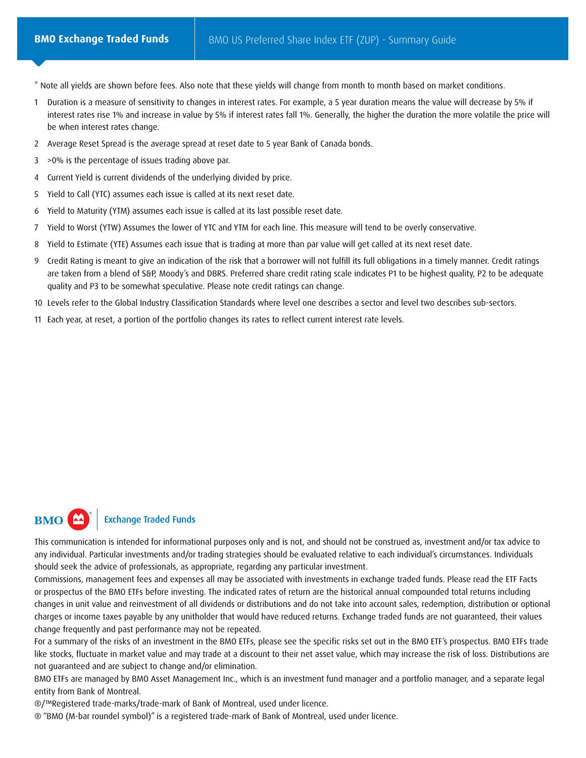\* Note all yields are shown before fees. Also note that these yields will change from month to month based on market conditions.

1 Duration is a measure of sensitivity to changes in interest rates. For example, a 5 year duration means the value will decrease by 5% if interest rates rise 1% and increase in value by 5% if interest rates fall 1%. Generally, the higher the duration the more volatile the price will be when interest rates change.

2 Average Reset Spread is the average spread at reset date to 5 year Bank of Canada bonds.

3 >0% is the percentage of issues trading above par.

4 Current Yield is current dividends of the underlying divided by price.

5 Yield to Call (YTC) assumes each issue is called at its next reset date.

6 Yield to Maturity (YTM) assumes each issue is called at its last possible reset date.

7 Yield to Worst (YTW) Assumes the lower of YTC and YTM for each line. This measure will tend to be overly conservative.

8 Yield to Estimate (YTE) Assumes each issue that is trading at more than par value will get called at its next reset date.

9 Credit Rating is meant to give an indication of the risk that a borrower will not fulfill its full obligations in a timely manner. Credit ratings are taken from a blend of S&P, Moody's and DBRS. Preferred share credit rating scale indicates P1 to be highest quality, P2 to be adequate quality and P3 to be somewhat speculative. Please note credit ratings can change.

10 Levels refer to the Global Industry Classification Standards where level one describes a sector and level two describes sub-sectors.

11 Each year, at reset, a portion of the portfolio changes its rates to reflect current interest rate levels.

BMO Exchange Traded Funds

This communication is intended for informational purposes only and is not, and should not be construed as, investment and/or tax advice to any individual. Particular investments and/or trading strategies should be evaluated relative to each individual's circumstances. Individuals should seek the advice of professionals, as appropriate, regarding any particular investment.

Commissions, management fees and expenses all may be associated with investments in exchange traded funds. Please read the ETF Facts or prospectus of the BMO ETFs before investing. The indicated rates of return are the historical annual compounded total returns including changes in unit value and reinvestment of all dividends or distributions and do not take into account sales, redemption, distribution or optional charges or income taxes payable by any unitholder that would have reduced returns. Exchange traded funds are not guaranteed, their values change frequently and past performance may not be repeated.

For a summary of the risks of an investment in the BMO ETFs, please see the specific risks set out in the BMO ETF's prospectus. BMO ETFs trade like stocks, fluctuate in market value and may trade at a discount to their net asset value, which may increase the risk of loss. Distributions are not guaranteed and are subject to change and/or elimination.

BMO ETFs are managed by BMO Asset Management Inc., which is an investment fund manager and a portfolio manager, and a separate legal entity from Bank of Montreal.

®/™Registered trade-marks/trade-mark of Bank of Montreal, used under licence.

® "BMO (M-bar roundel symbol)" is a registered trade-mark of Bank of Montreal, used under licence.